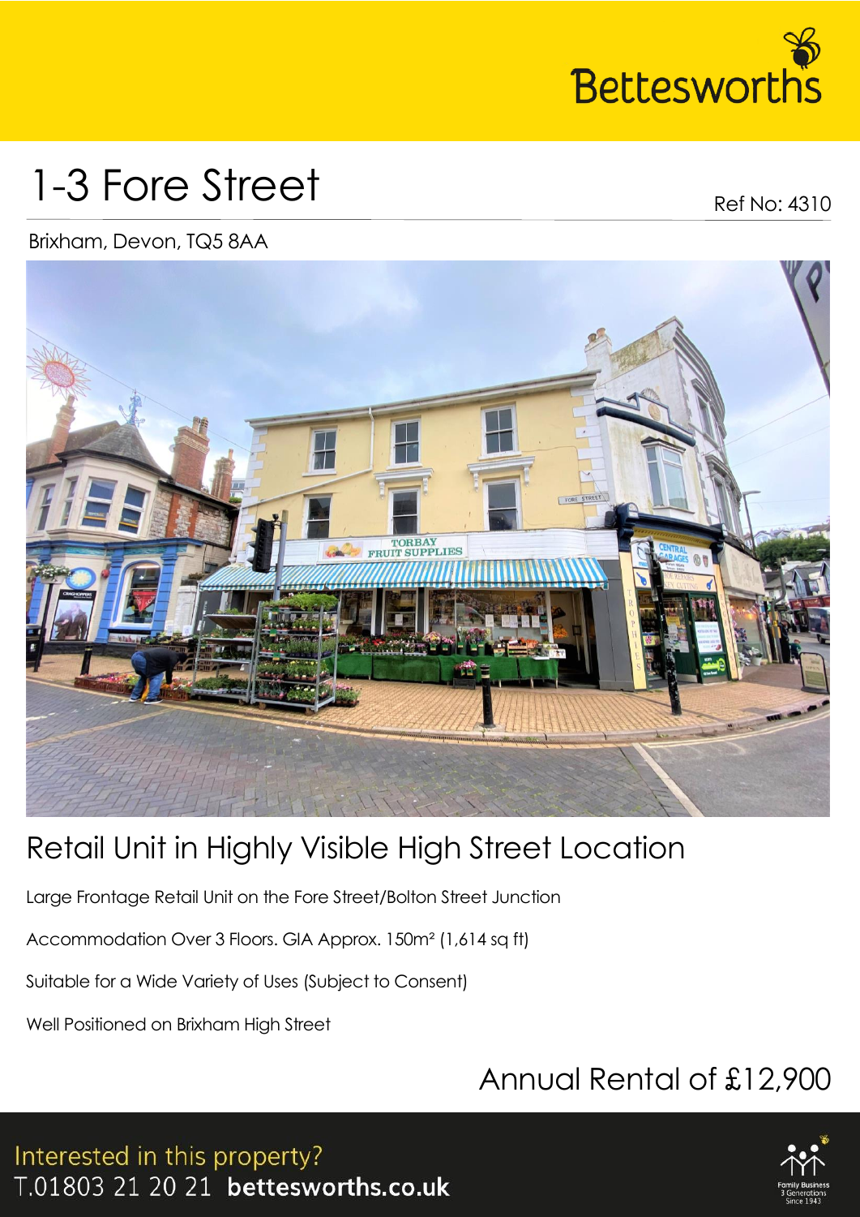Bettesworths

# 1-3 Fore Street

Ref No: 4310

Brixham, Devon, TQ5 8AA

## Retail Unit in Highly Visible High Street Location

Large Frontage Retail Unit on the Fore Street/Bolton Street Junction

Accommodation Over 3 Floors. GIA Approx. 150m² (1,614 sq ft)

Suitable for a Wide Variety of Uses (Subject to Consent)

Well Positioned on Brixham High Street

## Annual Rental of £12,900

Interested in this property?
T.01803 21 20 21 **bettesworths.co.uk**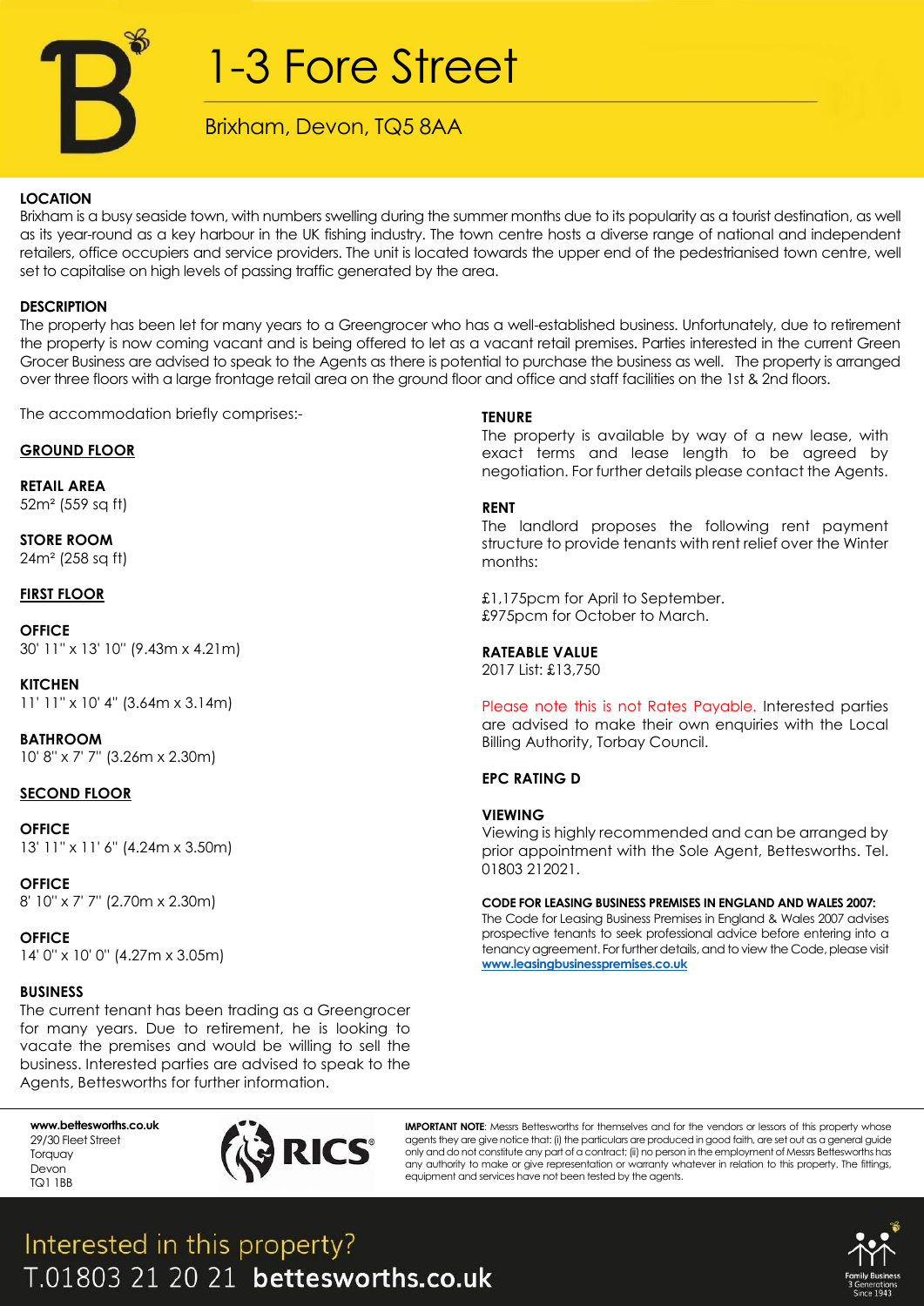# 1-3 Fore Street

## Brixham, Devon, TQ5 8AA

**LOCATION**

Brixham is a busy seaside town, with numbers swelling during the summer months due to its popularity as a tourist destination, as well as its year-round as a key harbour in the UK fishing industry. The town centre hosts a diverse range of national and independent retailers, office occupiers and service providers. The unit is located towards the upper end of the pedestrianised town centre, well set to capitalise on high levels of passing traffic generated by the area.

**DESCRIPTION**

The property has been let for many years to a Greengrocer who has a well-established business. Unfortunately, due to retirement the property is now coming vacant and is being offered to let as a vacant retail premises. Parties interested in the current Green Grocer Business are advised to speak to the Agents as there is potential to purchase the business as well. The property is arranged over three floors with a large frontage retail area on the ground floor and office and staff facilities on the 1st & 2nd floors.

The accommodation briefly comprises:-

**GROUND FLOOR**

**RETAIL AREA**
52m² (559 sq ft)

**STORE ROOM**
24m² (258 sq ft)

**FIRST FLOOR**

**OFFICE**
30' 11" x 13' 10" (9.43m x 4.21m)

**KITCHEN**
11' 11" x 10' 4" (3.64m x 3.14m)

**BATHROOM**
10' 8" x 7' 7" (3.26m x 2.30m)

**SECOND FLOOR**

**OFFICE**
13' 11" x 11' 6" (4.24m x 3.50m)

**OFFICE**
8' 10" x 7' 7" (2.70m x 2.30m)

**OFFICE**
14' 0" x 10' 0" (4.27m x 3.05m)

**BUSINESS**

The current tenant has been trading as a Greengrocer for many years. Due to retirement, he is looking to vacate the premises and would be willing to sell the business. Interested parties are advised to speak to the Agents, Bettesworths for further information.

**TENURE**

The property is available by way of a new lease, with exact terms and lease length to be agreed by negotiation. For further details please contact the Agents.

**RENT**

The landlord proposes the following rent payment structure to provide tenants with rent relief over the Winter months:

£1,175pcm for April to September.
£975pcm for October to March.

**RATEABLE VALUE**

2017 List: £13,750

Please note this is not Rates Payable. Interested parties are advised to make their own enquiries with the Local Billing Authority, Torbay Council.

**EPC RATING D**

**VIEWING**

Viewing is highly recommended and can be arranged by prior appointment with the Sole Agent, Bettesworths. Tel. 01803 212021.

**CODE FOR LEASING BUSINESS PREMISES IN ENGLAND AND WALES 2007:**

The Code for Leasing Business Premises in England & Wales 2007 advises prospective tenants to seek professional advice before entering into a tenancy agreement. For further details, and to view the Code, please visit www.leasingbusinesspremises.co.uk

**www.bettesworths.co.uk**
29/30 Fleet Street
Torquay
Devon
TQ1 1BB

**IMPORTANT NOTE**: Messrs Bettesworths for themselves and for the vendors or lessors of this property whose agents they are give notice that: (i) the particulars are produced in good faith, are set out as a general guide only and do not constitute any part of a contract; (ii) no person in the employment of Messrs Bettesworths has any authority to make or give representation or warranty whatever in relation to this property. The fittings, equipment and services have not been tested by the agents.

Interested in this property?
T.01803 21 20 21 **bettesworths.co.uk**

Family Business
3 Generations
Since 1943